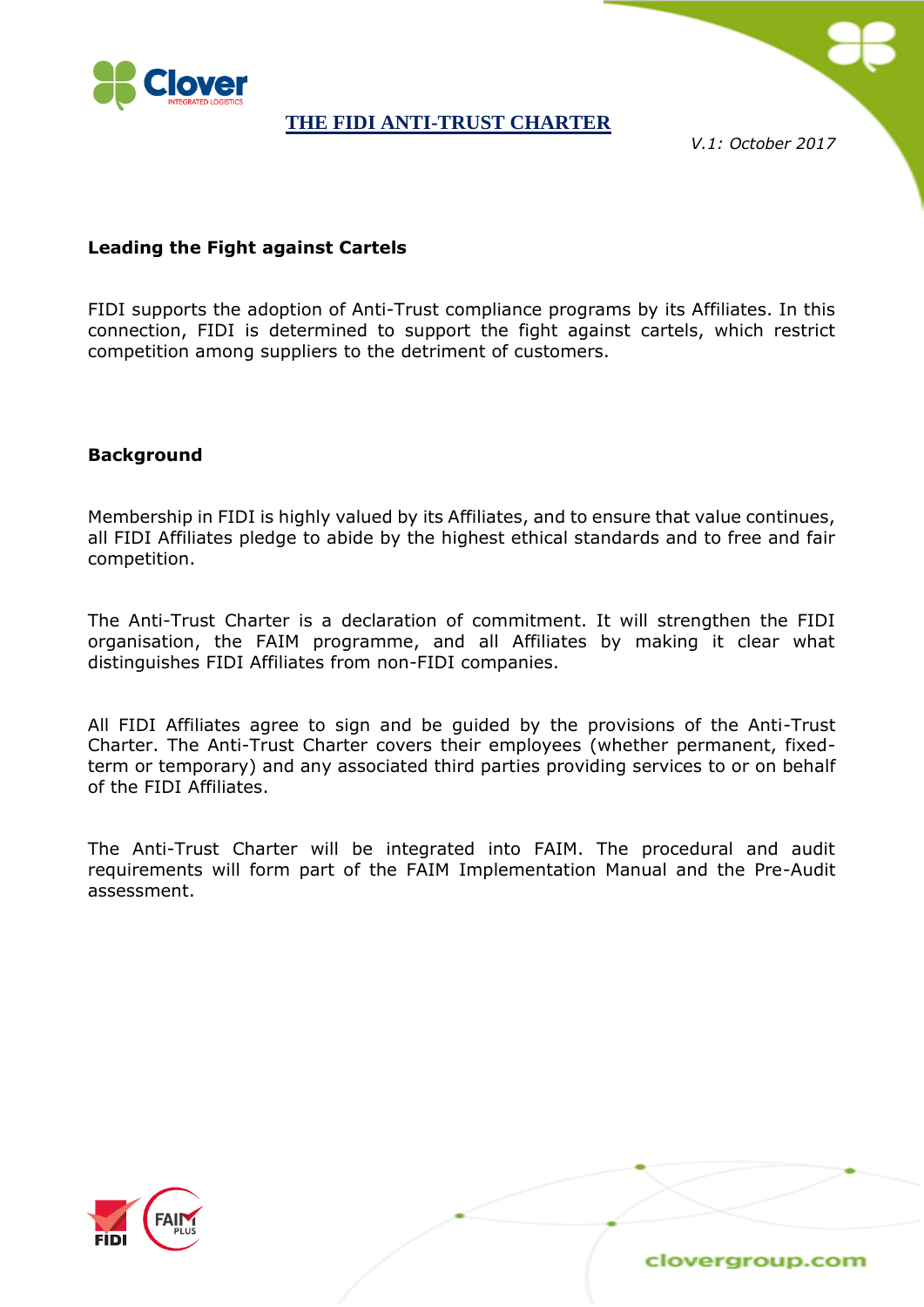# THE FIDI ANTI-TRUST CHARTER

*V.1: October 2017*

**Leading the Fight against Cartels**

FIDI supports the adoption of Anti-Trust compliance programs by its Affiliates. In this connection, FIDI is determined to support the fight against cartels, which restrict competition among suppliers to the detriment of customers.

**Background**

Membership in FIDI is highly valued by its Affiliates, and to ensure that value continues, all FIDI Affiliates pledge to abide by the highest ethical standards and to free and fair competition.

The Anti-Trust Charter is a declaration of commitment. It will strengthen the FIDI organisation, the FAIM programme, and all Affiliates by making it clear what distinguishes FIDI Affiliates from non-FIDI companies.

All FIDI Affiliates agree to sign and be guided by the provisions of the Anti-Trust Charter. The Anti-Trust Charter covers their employees (whether permanent, fixed-term or temporary) and any associated third parties providing services to or on behalf of the FIDI Affiliates.

The Anti-Trust Charter will be integrated into FAIM. The procedural and audit requirements will form part of the FAIM Implementation Manual and the Pre-Audit assessment.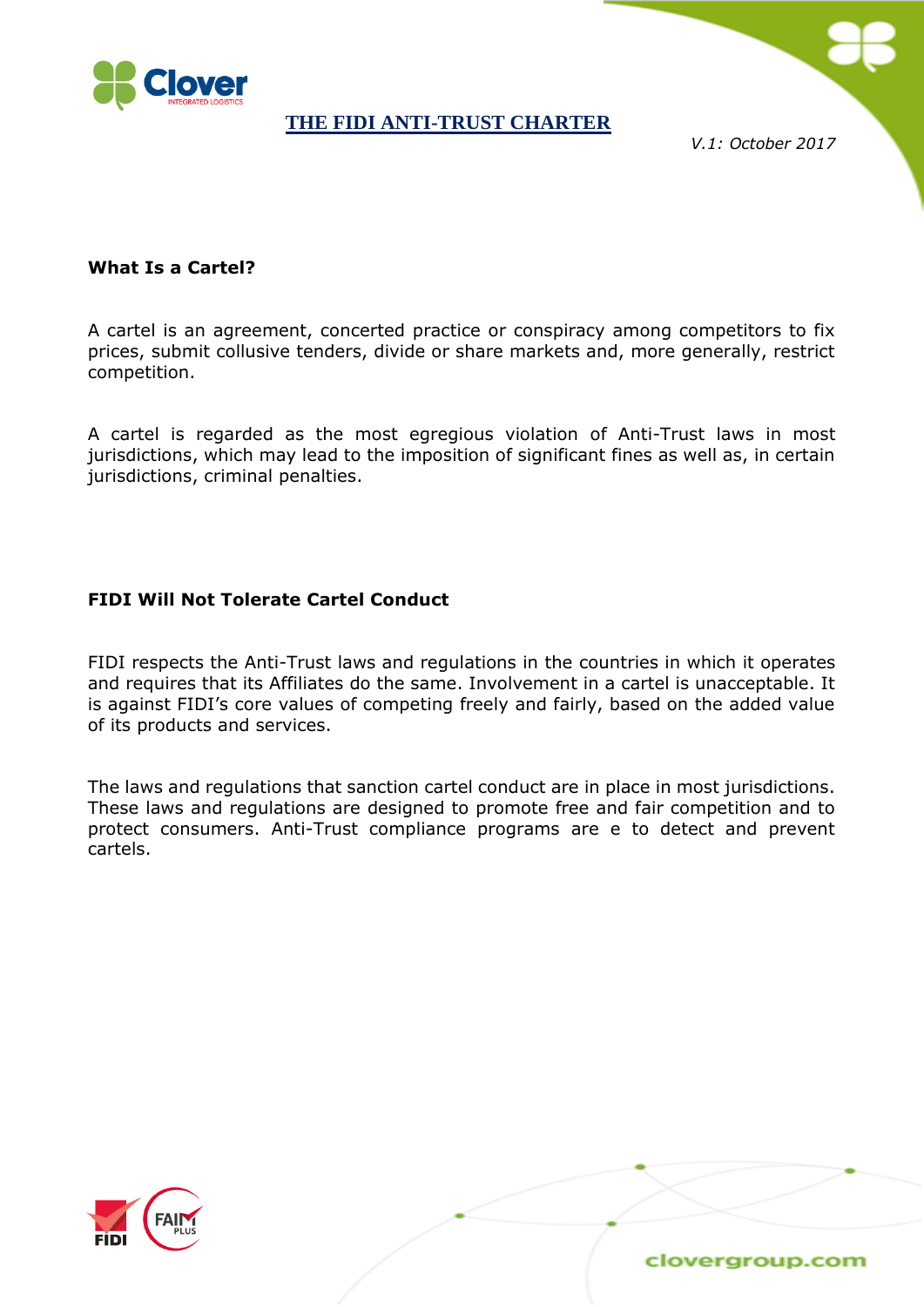# THE FIDI ANTI-TRUST CHARTER

*V.1: October 2017*

**What Is a Cartel?**

A cartel is an agreement, concerted practice or conspiracy among competitors to fix prices, submit collusive tenders, divide or share markets and, more generally, restrict competition.

A cartel is regarded as the most egregious violation of Anti-Trust laws in most jurisdictions, which may lead to the imposition of significant fines as well as, in certain jurisdictions, criminal penalties.

**FIDI Will Not Tolerate Cartel Conduct**

FIDI respects the Anti-Trust laws and regulations in the countries in which it operates and requires that its Affiliates do the same. Involvement in a cartel is unacceptable. It is against FIDI's core values of competing freely and fairly, based on the added value of its products and services.

The laws and regulations that sanction cartel conduct are in place in most jurisdictions. These laws and regulations are designed to promote free and fair competition and to protect consumers. Anti-Trust compliance programs are e to detect and prevent cartels.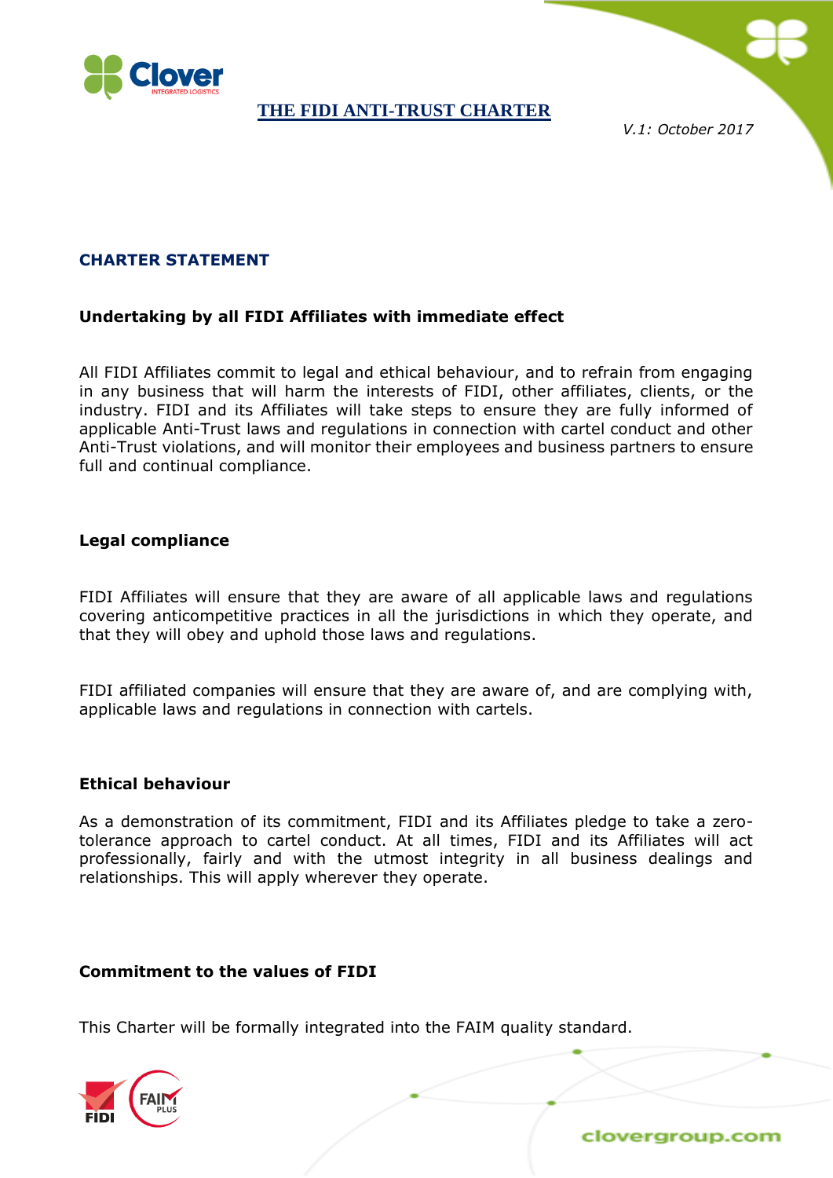# THE FIDI ANTI-TRUST CHARTER

*V.1: October 2017*

## CHARTER STATEMENT

### Undertaking by all FIDI Affiliates with immediate effect

All FIDI Affiliates commit to legal and ethical behaviour, and to refrain from engaging in any business that will harm the interests of FIDI, other affiliates, clients, or the industry. FIDI and its Affiliates will take steps to ensure they are fully informed of applicable Anti-Trust laws and regulations in connection with cartel conduct and other Anti-Trust violations, and will monitor their employees and business partners to ensure full and continual compliance.

### Legal compliance

FIDI Affiliates will ensure that they are aware of all applicable laws and regulations covering anticompetitive practices in all the jurisdictions in which they operate, and that they will obey and uphold those laws and regulations.

FIDI affiliated companies will ensure that they are aware of, and are complying with, applicable laws and regulations in connection with cartels.

### Ethical behaviour

As a demonstration of its commitment, FIDI and its Affiliates pledge to take a zero-tolerance approach to cartel conduct. At all times, FIDI and its Affiliates will act professionally, fairly and with the utmost integrity in all business dealings and relationships. This will apply wherever they operate.

### Commitment to the values of FIDI

This Charter will be formally integrated into the FAIM quality standard.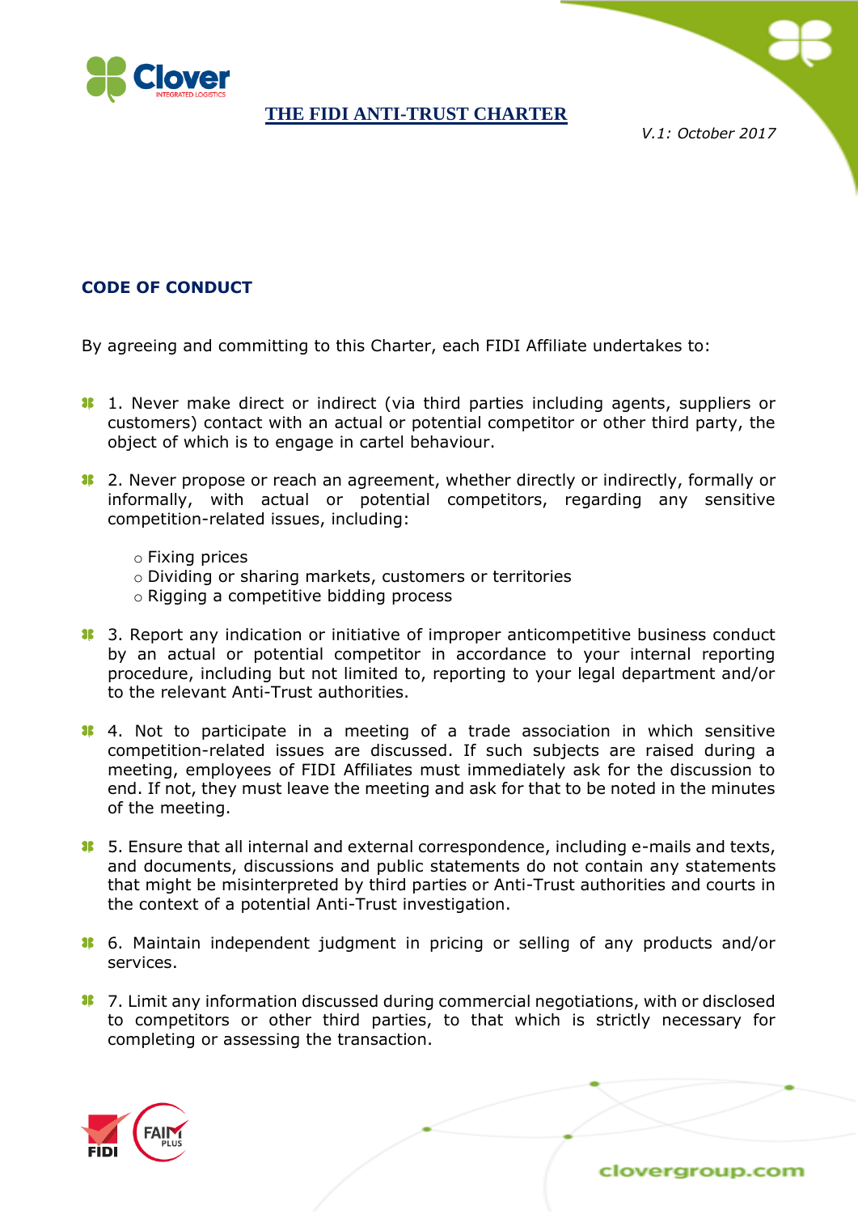# THE FIDI ANTI-TRUST CHARTER

*V.1: October 2017*

## CODE OF CONDUCT

By agreeing and committing to this Charter, each FIDI Affiliate undertakes to:

- 1. Never make direct or indirect (via third parties including agents, suppliers or customers) contact with an actual or potential competitor or other third party, the object of which is to engage in cartel behaviour.

- 2. Never propose or reach an agreement, whether directly or indirectly, formally or informally, with actual or potential competitors, regarding any sensitive competition-related issues, including:
  - Fixing prices
  - Dividing or sharing markets, customers or territories
  - Rigging a competitive bidding process

- 3. Report any indication or initiative of improper anticompetitive business conduct by an actual or potential competitor in accordance to your internal reporting procedure, including but not limited to, reporting to your legal department and/or to the relevant Anti-Trust authorities.

- 4. Not to participate in a meeting of a trade association in which sensitive competition-related issues are discussed. If such subjects are raised during a meeting, employees of FIDI Affiliates must immediately ask for the discussion to end. If not, they must leave the meeting and ask for that to be noted in the minutes of the meeting.

- 5. Ensure that all internal and external correspondence, including e-mails and texts, and documents, discussions and public statements do not contain any statements that might be misinterpreted by third parties or Anti-Trust authorities and courts in the context of a potential Anti-Trust investigation.

- 6. Maintain independent judgment in pricing or selling of any products and/or services.

- 7. Limit any information discussed during commercial negotiations, with or disclosed to competitors or other third parties, to that which is strictly necessary for completing or assessing the transaction.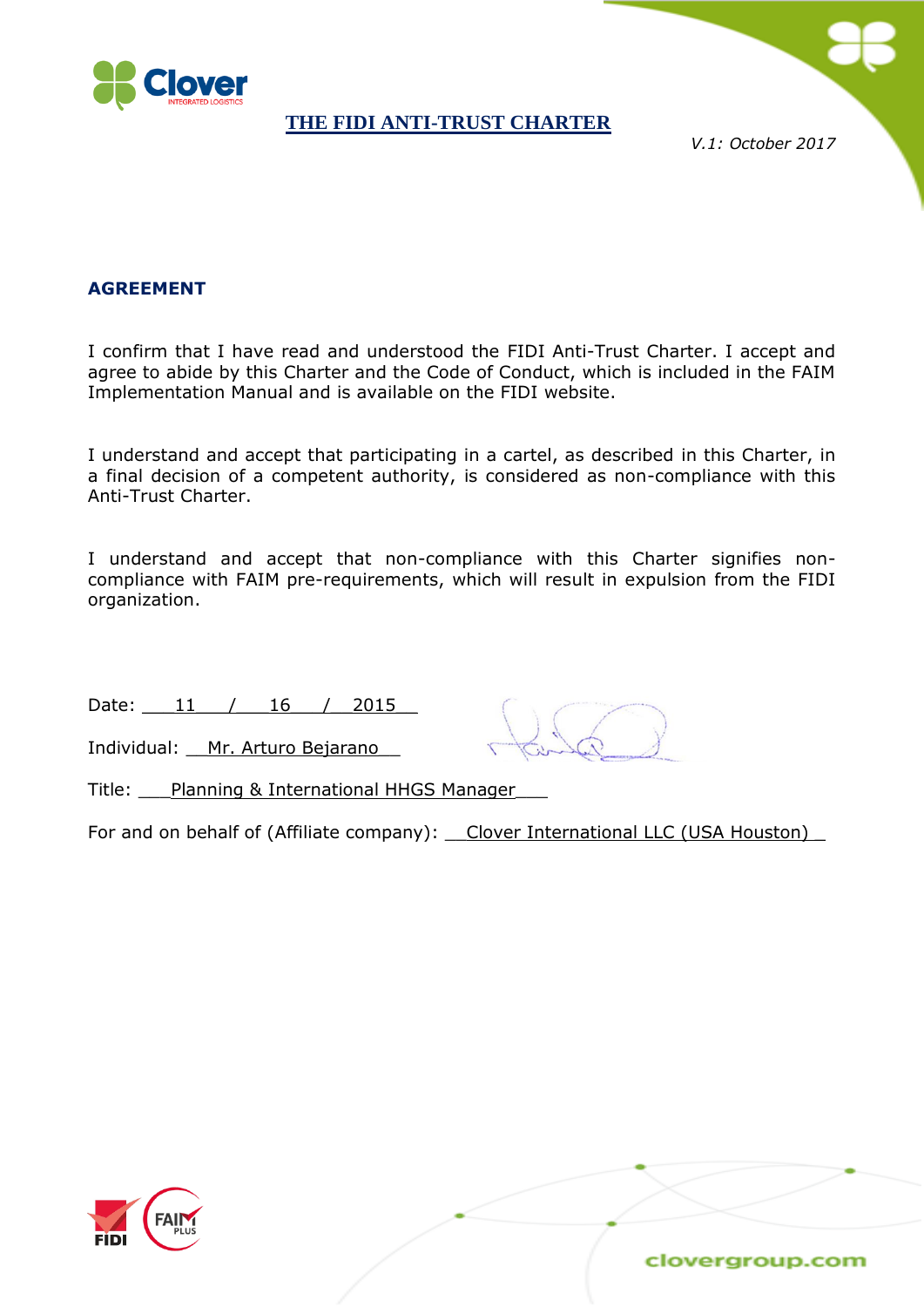# THE FIDI ANTI-TRUST CHARTER

*V.1: October 2017*

## AGREEMENT

I confirm that I have read and understood the FIDI Anti-Trust Charter. I accept and agree to abide by this Charter and the Code of Conduct, which is included in the FAIM Implementation Manual and is available on the FIDI website.

I understand and accept that participating in a cartel, as described in this Charter, in a final decision of a competent authority, is considered as non-compliance with this Anti-Trust Charter.

I understand and accept that non-compliance with this Charter signifies non-compliance with FAIM pre-requirements, which will result in expulsion from the FIDI organization.

Date: 11 / 16 / 2015

Individual: Mr. Arturo Bejarano

Title: Planning & International HHGS Manager

For and on behalf of (Affiliate company): Clover International LLC (USA Houston)